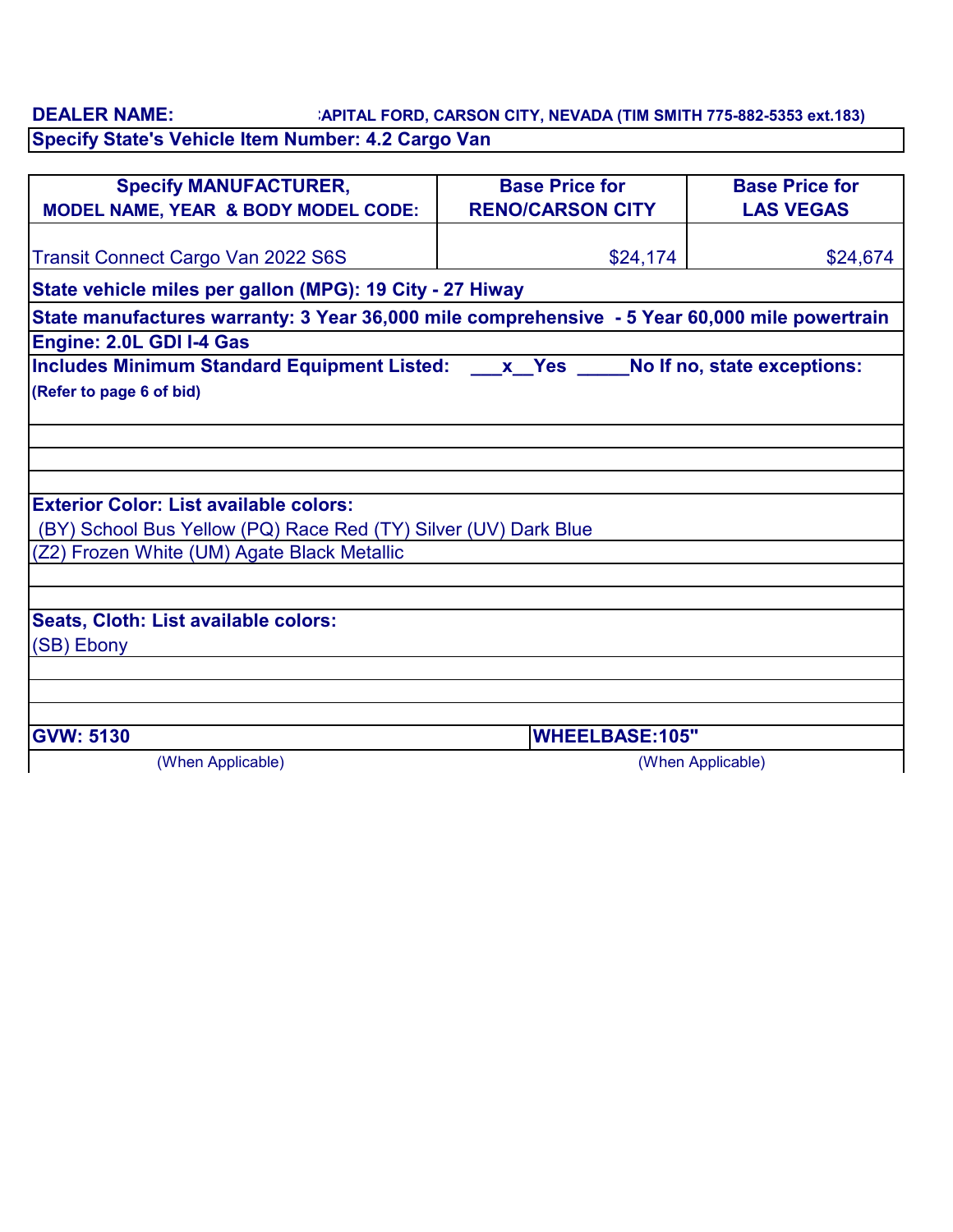**DEALER NAME:** :APITAL FORD, CARSON CITY, NEVADA (TIM SMITH 775-882-5353 ext.183)

**Specify State's Vehicle Item Number: 4.2 Cargo Van**

| Specify MANUFACTURER, MODEL NAME, YEAR & BODY MODEL CODE: | Base Price for RENO/CARSON CITY | Base Price for LAS VEGAS |
|---|---|---|
| Transit Connect Cargo Van 2022 S6S | $24,174 | $24,674 |

**State vehicle miles per gallon (MPG): 19 City - 27 Hiway**

**State manufactures warranty: 3 Year 36,000 mile comprehensive - 5 Year 60,000 mile powertrain**

**Engine: 2.0L GDI I-4 Gas**

**Includes Minimum Standard Equipment Listed: \_\_\_x\_\_Yes \_\_\_\_\_No If no, state exceptions:**

**(Refer to page 6 of bid)**

**Exterior Color: List available colors:**

(BY) School Bus Yellow (PQ) Race Red (TY) Silver (UV) Dark Blue

(Z2) Frozen White (UM) Agate Black Metallic

**Seats, Cloth: List available colors:**

(SB) Ebony

| **GVW: 5130** | **WHEELBASE:105"** |
|---|---|
| (When Applicable) | (When Applicable) |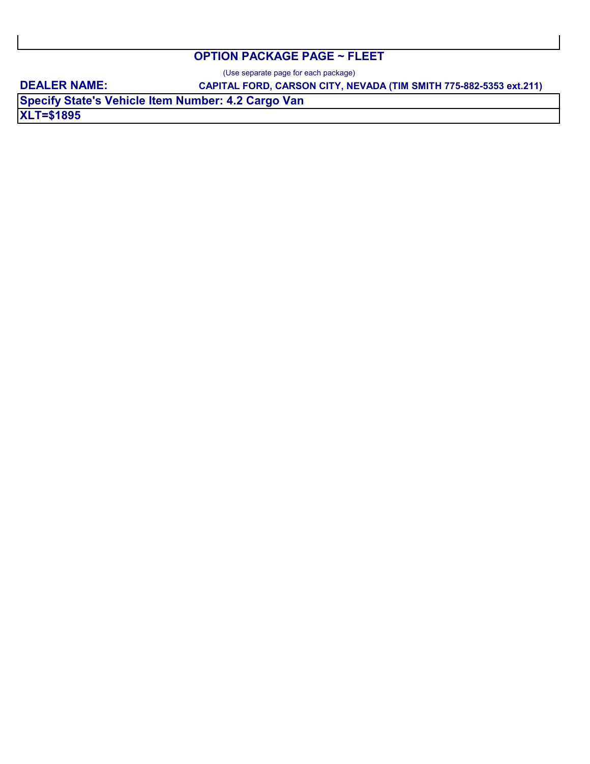## OPTION PACKAGE PAGE ~ FLEET

(Use separate page for each package)

**DEALER NAME:** **CAPITAL FORD, CARSON CITY, NEVADA (TIM SMITH 775-882-5353 ext.211)**

| **Specify State's Vehicle Item Number: 4.2 Cargo Van** |
|---|
| **XLT=$1895** |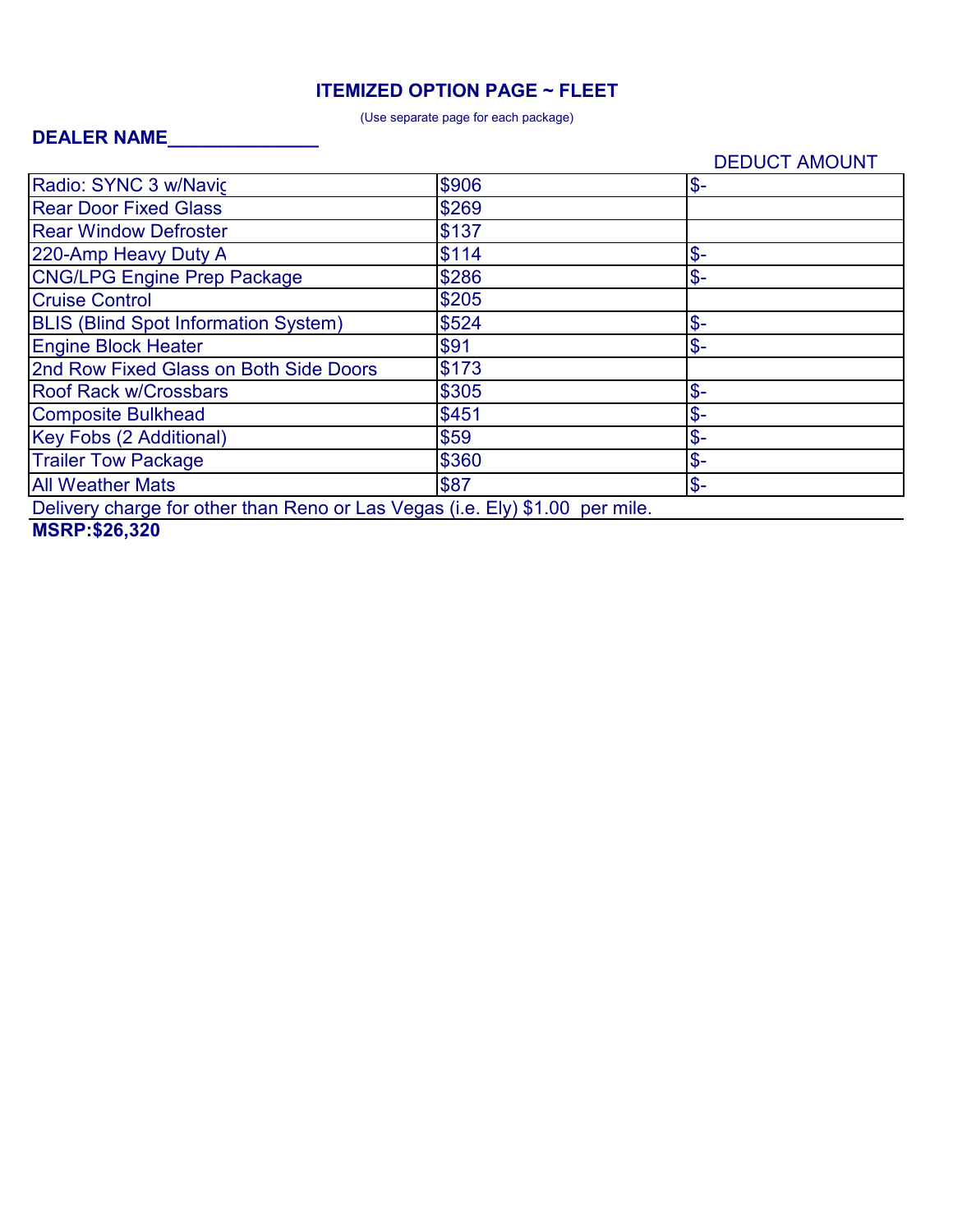## ITEMIZED OPTION PAGE ~ FLEET

(Use separate page for each package)

**DEALER NAME______________**

| | | DEDUCT AMOUNT |
|---|---|---|
| Radio: SYNC 3 w/Navig | $906 | $- |
| Rear Door Fixed Glass | $269 | |
| Rear Window Defroster | $137 | |
| 220-Amp Heavy Duty A | $114 | $- |
| CNG/LPG Engine Prep Package | $286 | $- |
| Cruise Control | $205 | |
| BLIS (Blind Spot Information System) | $524 | $- |
| Engine Block Heater | $91 | $- |
| 2nd Row Fixed Glass on Both Side Doors | $173 | |
| Roof Rack w/Crossbars | $305 | $- |
| Composite Bulkhead | $451 | $- |
| Key Fobs (2 Additional) | $59 | $- |
| Trailer Tow Package | $360 | $- |
| All Weather Mats | $87 | $- |

Delivery charge for other than Reno or Las Vegas (i.e. Ely) $1.00 per mile.

**MSRP:$26,320**